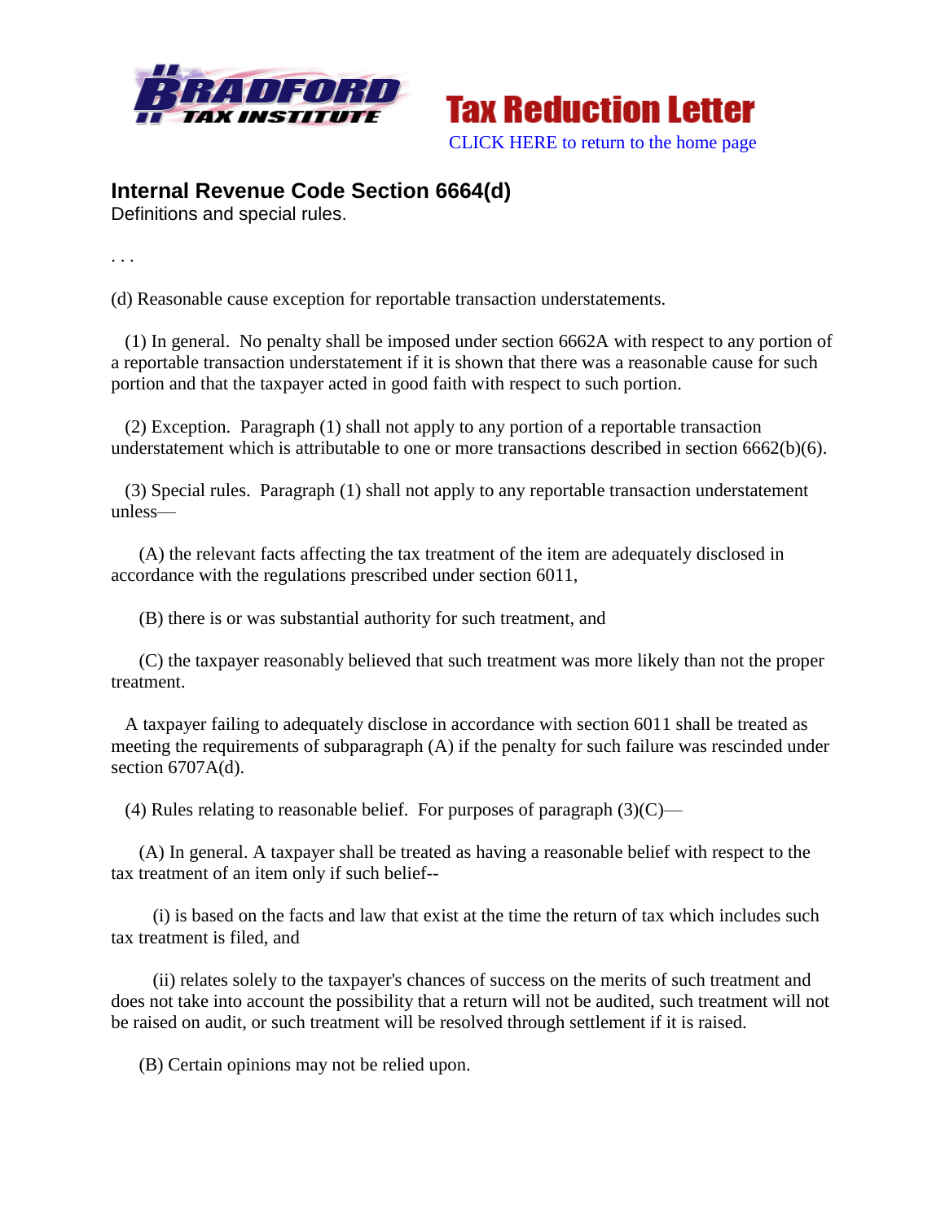Bradford Tax Institute

Tax Reduction Letter

CLICK HERE to return to the home page

## Internal Revenue Code Section 6664(d)

Definitions and special rules.

. . .

(d) Reasonable cause exception for reportable transaction understatements.

(1) In general. No penalty shall be imposed under section 6662A with respect to any portion of a reportable transaction understatement if it is shown that there was a reasonable cause for such portion and that the taxpayer acted in good faith with respect to such portion.

(2) Exception. Paragraph (1) shall not apply to any portion of a reportable transaction understatement which is attributable to one or more transactions described in section 6662(b)(6).

(3) Special rules. Paragraph (1) shall not apply to any reportable transaction understatement unless—

(A) the relevant facts affecting the tax treatment of the item are adequately disclosed in accordance with the regulations prescribed under section 6011,

(B) there is or was substantial authority for such treatment, and

(C) the taxpayer reasonably believed that such treatment was more likely than not the proper treatment.

A taxpayer failing to adequately disclose in accordance with section 6011 shall be treated as meeting the requirements of subparagraph (A) if the penalty for such failure was rescinded under section 6707A(d).

(4) Rules relating to reasonable belief. For purposes of paragraph (3)(C)—

(A) In general. A taxpayer shall be treated as having a reasonable belief with respect to the tax treatment of an item only if such belief--

(i) is based on the facts and law that exist at the time the return of tax which includes such tax treatment is filed, and

(ii) relates solely to the taxpayer's chances of success on the merits of such treatment and does not take into account the possibility that a return will not be audited, such treatment will not be raised on audit, or such treatment will be resolved through settlement if it is raised.

(B) Certain opinions may not be relied upon.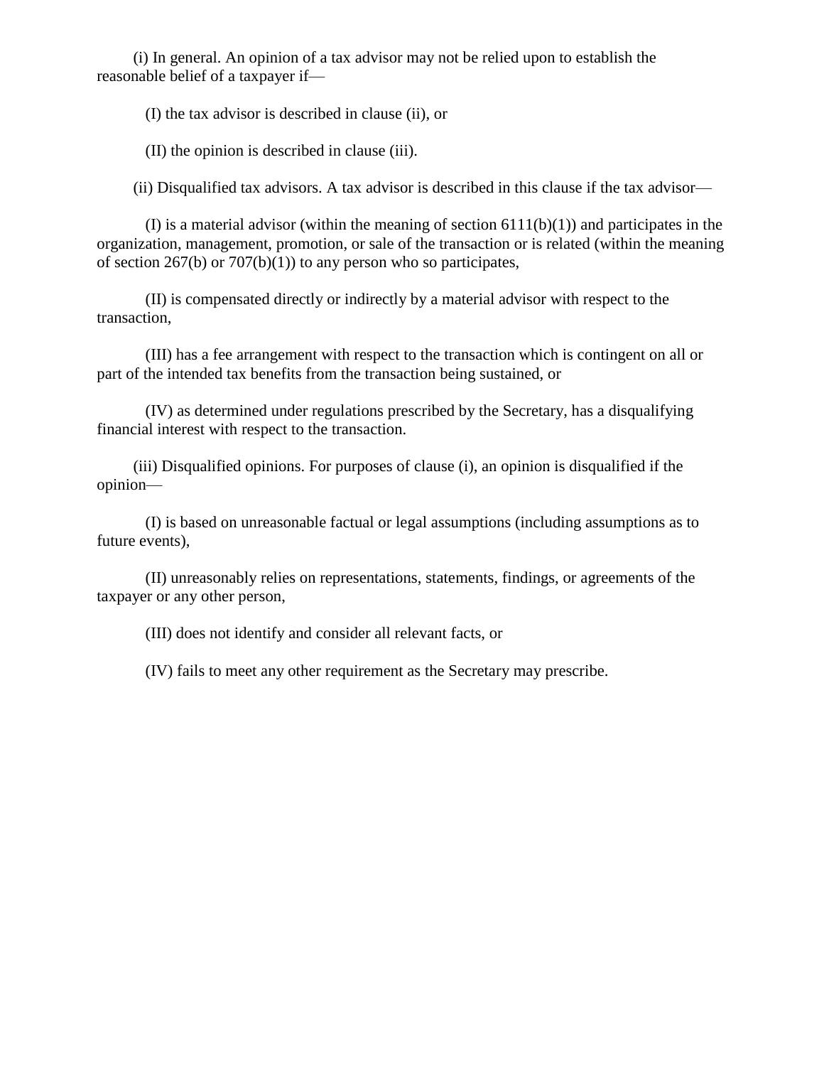(i) In general. An opinion of a tax advisor may not be relied upon to establish the reasonable belief of a taxpayer if—

(I) the tax advisor is described in clause (ii), or

(II) the opinion is described in clause (iii).

(ii) Disqualified tax advisors. A tax advisor is described in this clause if the tax advisor—

(I) is a material advisor (within the meaning of section 6111(b)(1)) and participates in the organization, management, promotion, or sale of the transaction or is related (within the meaning of section 267(b) or 707(b)(1)) to any person who so participates,

(II) is compensated directly or indirectly by a material advisor with respect to the transaction,

(III) has a fee arrangement with respect to the transaction which is contingent on all or part of the intended tax benefits from the transaction being sustained, or

(IV) as determined under regulations prescribed by the Secretary, has a disqualifying financial interest with respect to the transaction.

(iii) Disqualified opinions. For purposes of clause (i), an opinion is disqualified if the opinion—

(I) is based on unreasonable factual or legal assumptions (including assumptions as to future events),

(II) unreasonably relies on representations, statements, findings, or agreements of the taxpayer or any other person,

(III) does not identify and consider all relevant facts, or

(IV) fails to meet any other requirement as the Secretary may prescribe.